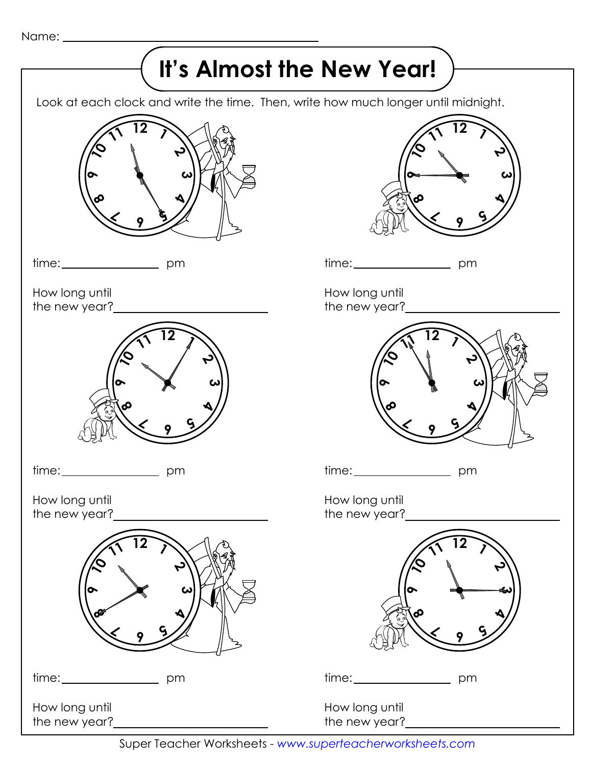Name: ___________________________

# It's Almost the New Year!

Look at each clock and write the time. Then, write how much longer until midnight.

time: ______________ pm

How long until the new year? ______________________

time: ______________ pm

How long until the new year? ______________________

time: ______________ pm

How long until the new year? ______________________

time: ______________ pm

How long until the new year? ______________________

time: ______________ pm

How long until the new year? ______________________

time: ______________ pm

How long until the new year? ______________________

Super Teacher Worksheets - www.superteacherworksheets.com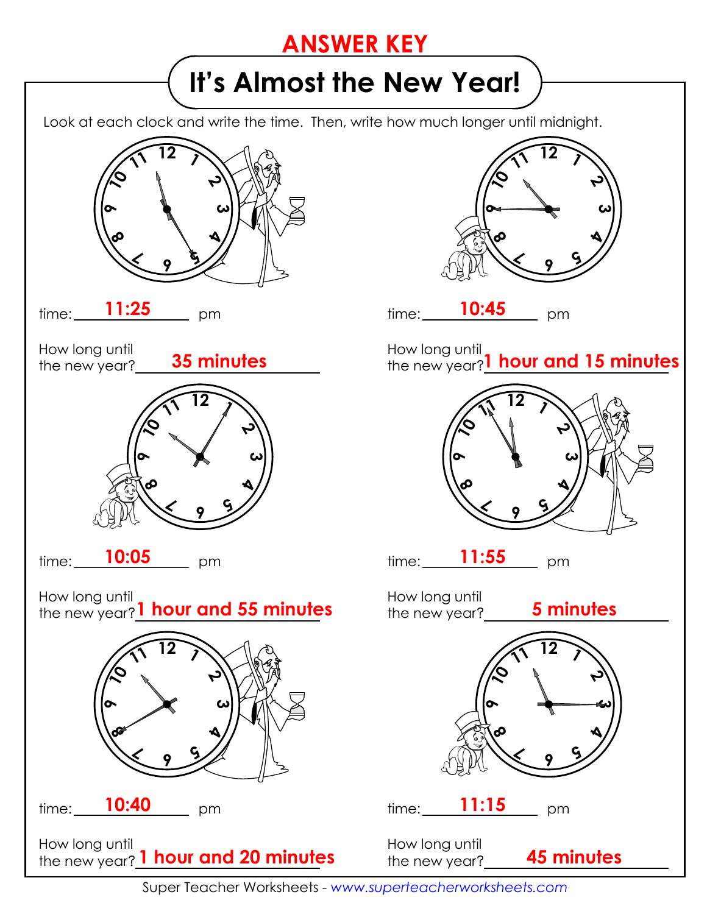**ANSWER KEY**

# It's Almost the New Year!

Look at each clock and write the time. Then, write how much longer until midnight.

time: **11:25** pm

How long until the new year? **35 minutes**

time: **10:45** pm

How long until the new year? **1 hour and 15 minutes**

time: **10:05** pm

How long until the new year? **1 hour and 55 minutes**

time: **11:55** pm

How long until the new year? **5 minutes**

time: **10:40** pm

How long until the new year? **1 hour and 20 minutes**

time: **11:15** pm

How long until the new year? **45 minutes**

Super Teacher Worksheets - *www.superteacherworksheets.com*